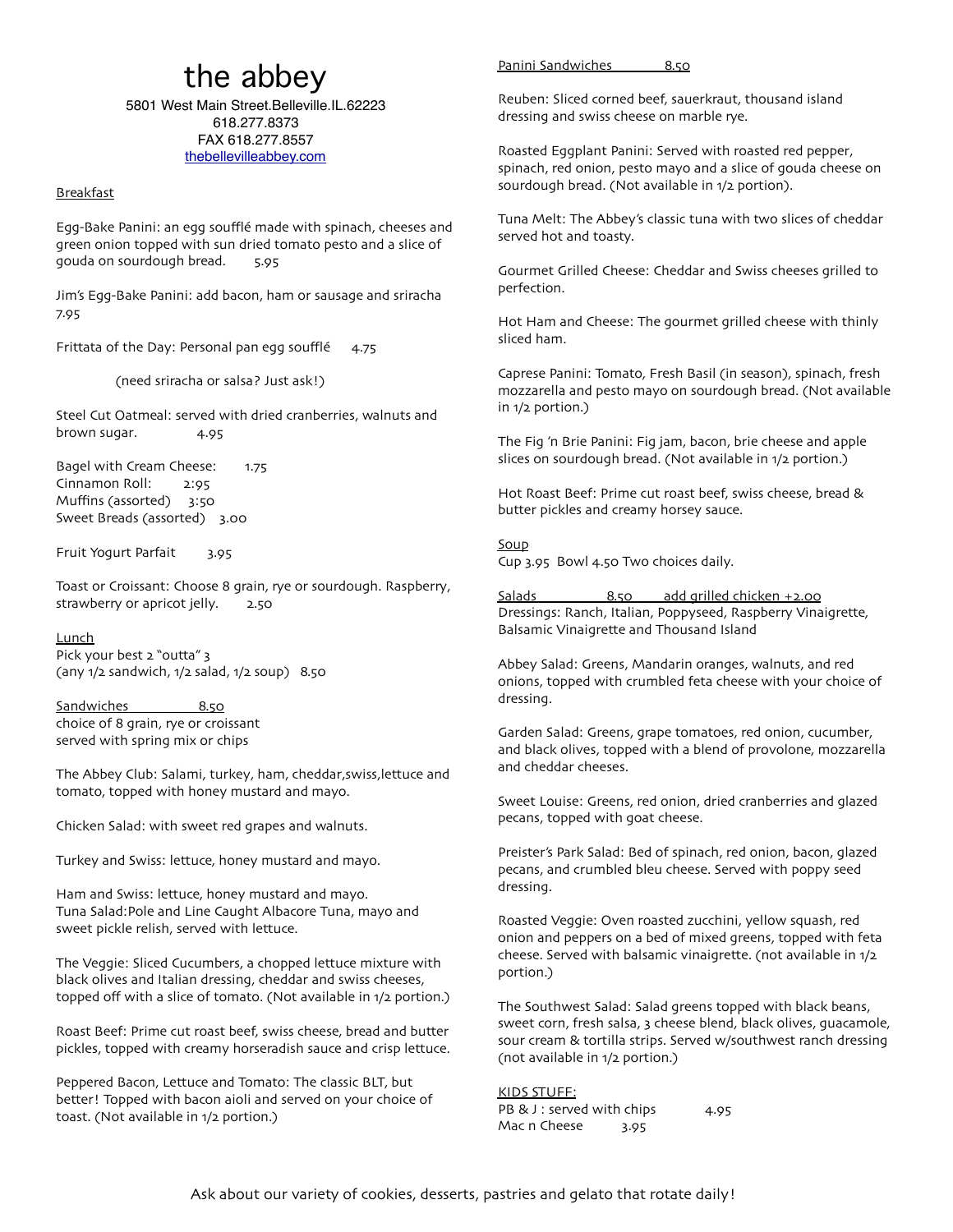# the abbey

5801 West Main Street.Belleville.IL.62223
618.277.8373
FAX 618.277.8557
thebellevilleabbey.com

## Breakfast

Egg-Bake Panini: an egg soufflé made with spinach, cheeses and green onion topped with sun dried tomato pesto and a slice of gouda on sourdough bread. 5.95

Jim's Egg-Bake Panini: add bacon, ham or sausage and sriracha 7.95

Frittata of the Day: Personal pan egg soufflé 4.75

(need sriracha or salsa? Just ask!)

Steel Cut Oatmeal: served with dried cranberries, walnuts and brown sugar. 4.95

Bagel with Cream Cheese: 1.75
Cinnamon Roll: 2:95
Muffins (assorted) 3:50
Sweet Breads (assorted) 3.00

Fruit Yogurt Parfait 3.95

Toast or Croissant: Choose 8 grain, rye or sourdough. Raspberry, strawberry or apricot jelly. 2.50

## Lunch

Pick your best 2 "outta" 3
(any 1/2 sandwich, 1/2 salad, 1/2 soup) 8.50

## Sandwiches 8.50

choice of 8 grain, rye or croissant
served with spring mix or chips

The Abbey Club: Salami, turkey, ham, cheddar,swiss,lettuce and tomato, topped with honey mustard and mayo.

Chicken Salad: with sweet red grapes and walnuts.

Turkey and Swiss: lettuce, honey mustard and mayo.

Ham and Swiss: lettuce, honey mustard and mayo.
Tuna Salad:Pole and Line Caught Albacore Tuna, mayo and sweet pickle relish, served with lettuce.

The Veggie: Sliced Cucumbers, a chopped lettuce mixture with black olives and Italian dressing, cheddar and swiss cheeses, topped off with a slice of tomato. (Not available in 1/2 portion.)

Roast Beef: Prime cut roast beef, swiss cheese, bread and butter pickles, topped with creamy horseradish sauce and crisp lettuce.

Peppered Bacon, Lettuce and Tomato: The classic BLT, but better! Topped with bacon aioli and served on your choice of toast. (Not available in 1/2 portion.)

## Panini Sandwiches 8.50

Reuben: Sliced corned beef, sauerkraut, thousand island dressing and swiss cheese on marble rye.

Roasted Eggplant Panini: Served with roasted red pepper, spinach, red onion, pesto mayo and a slice of gouda cheese on sourdough bread. (Not available in 1/2 portion).

Tuna Melt: The Abbey's classic tuna with two slices of cheddar served hot and toasty.

Gourmet Grilled Cheese: Cheddar and Swiss cheeses grilled to perfection.

Hot Ham and Cheese: The gourmet grilled cheese with thinly sliced ham.

Caprese Panini: Tomato, Fresh Basil (in season), spinach, fresh mozzarella and pesto mayo on sourdough bread. (Not available in 1/2 portion.)

The Fig 'n Brie Panini: Fig jam, bacon, brie cheese and apple slices on sourdough bread. (Not available in 1/2 portion.)

Hot Roast Beef: Prime cut roast beef, swiss cheese, bread & butter pickles and creamy horsey sauce.

## Soup

Cup 3.95 Bowl 4.50 Two choices daily.

## Salads 8.50 add grilled chicken +2.00

Dressings: Ranch, Italian, Poppyseed, Raspberry Vinaigrette, Balsamic Vinaigrette and Thousand Island

Abbey Salad: Greens, Mandarin oranges, walnuts, and red onions, topped with crumbled feta cheese with your choice of dressing.

Garden Salad: Greens, grape tomatoes, red onion, cucumber, and black olives, topped with a blend of provolone, mozzarella and cheddar cheeses.

Sweet Louise: Greens, red onion, dried cranberries and glazed pecans, topped with goat cheese.

Preister's Park Salad: Bed of spinach, red onion, bacon, glazed pecans, and crumbled bleu cheese. Served with poppy seed dressing.

Roasted Veggie: Oven roasted zucchini, yellow squash, red onion and peppers on a bed of mixed greens, topped with feta cheese. Served with balsamic vinaigrette. (not available in 1/2 portion.)

The Southwest Salad: Salad greens topped with black beans, sweet corn, fresh salsa, 3 cheese blend, black olives, guacamole, sour cream & tortilla strips. Served w/southwest ranch dressing (not available in 1/2 portion.)

## KIDS STUFF:

PB & J : served with chips 4.95
Mac n Cheese 3.95

Ask about our variety of cookies, desserts, pastries and gelato that rotate daily!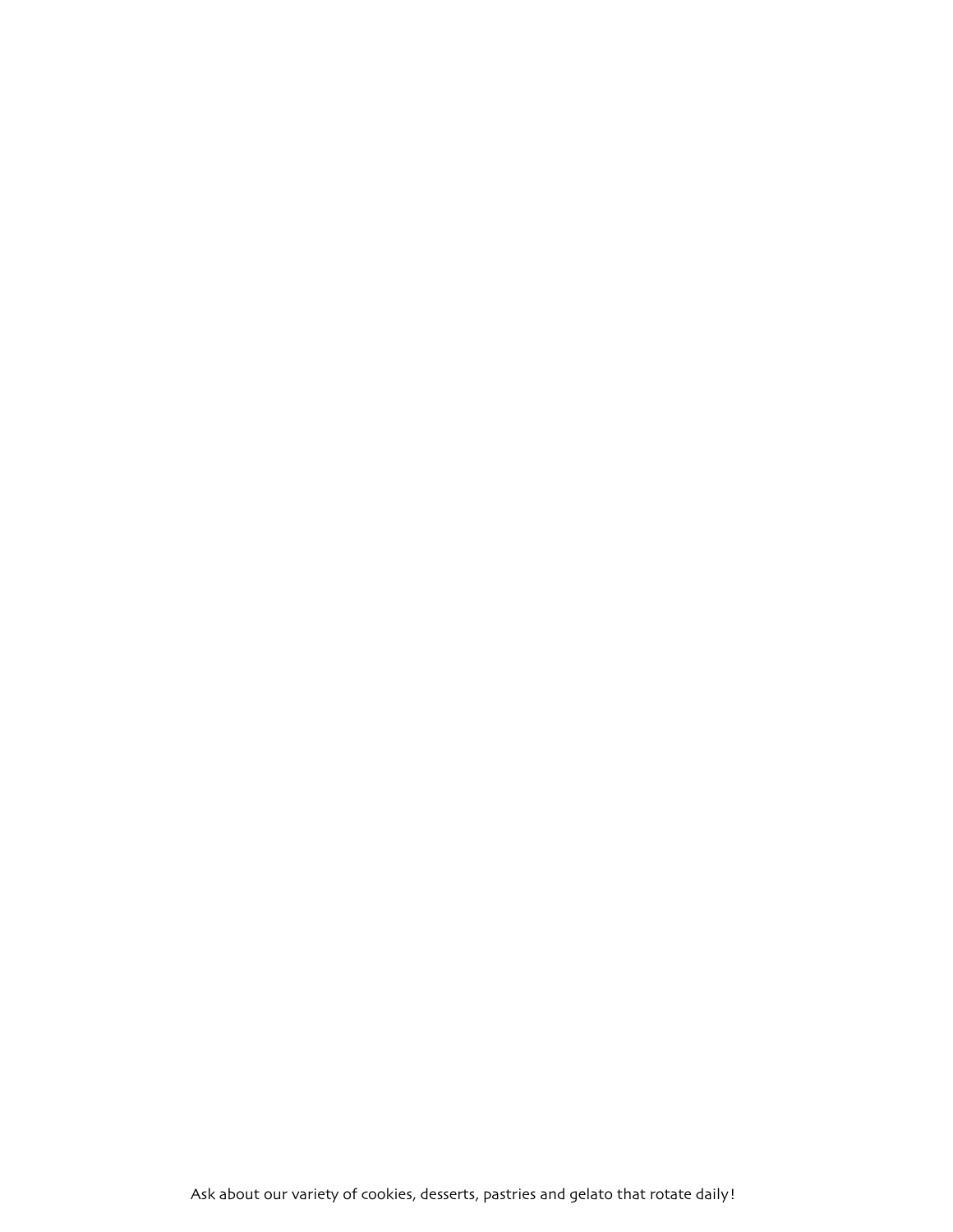Ask about our variety of cookies, desserts, pastries and gelato that rotate daily!